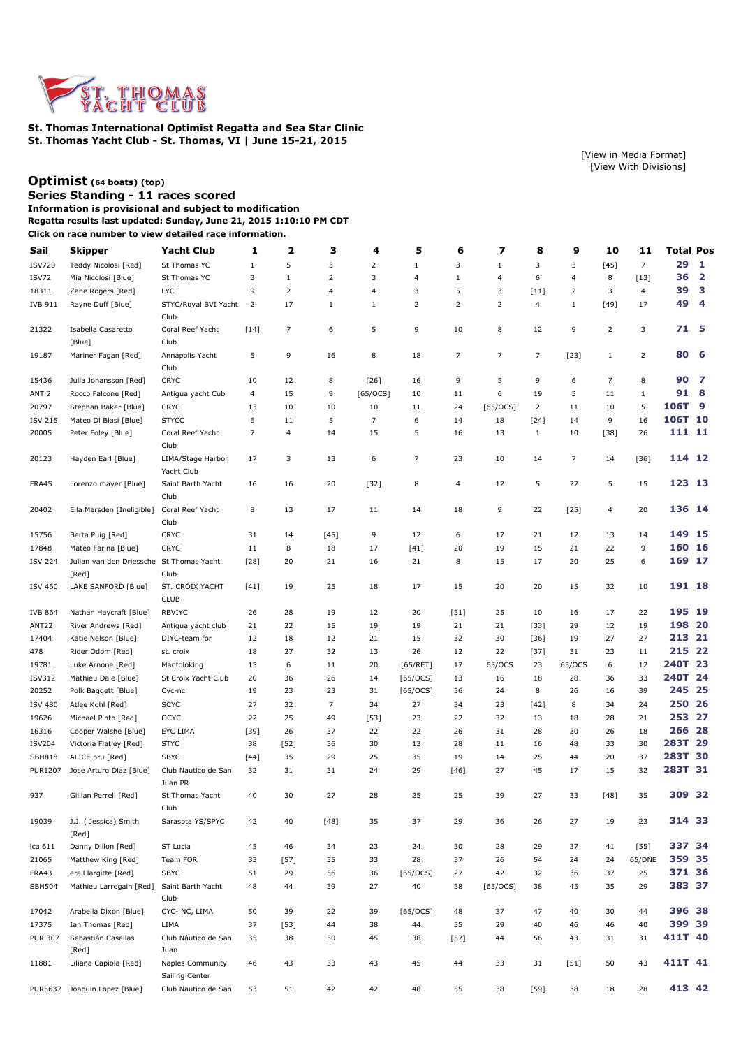**St. Thomas International Optimist Regatta and Sea Star Clinic**
**St. Thomas Yacht Club - St. Thomas, VI | June 15-21, 2015**

[View in Media Format]
[View With Divisions]

## Optimist (64 boats) (top)

### Series Standing - 11 races scored

**Information is provisional and subject to modification**
**Regatta results last updated: Sunday, June 21, 2015 1:10:10 PM CDT**
**Click on race number to view detailed race information.**

| Sail | Skipper | Yacht Club | 1 | 2 | 3 | 4 | 5 | 6 | 7 | 8 | 9 | 10 | 11 | Total | Pos |
|---|---|---|---|---|---|---|---|---|---|---|---|---|---|---|---|
| ISV720 | Teddy Nicolosi [Red] | St Thomas YC | 1 | 5 | 3 | 2 | 1 | 3 | 1 | 3 | 3 | [45] | 7 | 29 | 1 |
| ISV72 | Mia Nicolosi [Blue] | St Thomas YC | 3 | 1 | 2 | 3 | 4 | 1 | 4 | 6 | 4 | 8 | [13] | 36 | 2 |
| 18311 | Zane Rogers [Red] | LYC | 9 | 2 | 4 | 4 | 3 | 5 | 3 | [11] | 2 | 3 | 4 | 39 | 3 |
| IVB 911 | Rayne Duff [Blue] | STYC/Royal BVI Yacht Club | 2 | 17 | 1 | 1 | 2 | 2 | 2 | 4 | 1 | [49] | 17 | 49 | 4 |
| 21322 | Isabella Casaretto [Blue] | Coral Reef Yacht Club | [14] | 7 | 6 | 5 | 9 | 10 | 8 | 12 | 9 | 2 | 3 | 71 | 5 |
| 19187 | Mariner Fagan [Red] | Annapolis Yacht Club | 5 | 9 | 16 | 8 | 18 | 7 | 7 | 7 | [23] | 1 | 2 | 80 | 6 |
| 15436 | Julia Johansson [Red] | CRYC | 10 | 12 | 8 | [26] | 16 | 9 | 5 | 9 | 6 | 7 | 8 | 90 | 7 |
| ANT 2 | Rocco Falcone [Red] | Antigua yacht Cub | 4 | 15 | 9 | [65/OCS] | 10 | 11 | 6 | 19 | 5 | 11 | 1 | 91 | 8 |
| 20797 | Stephan Baker [Blue] | CRYC | 13 | 10 | 10 | 10 | 11 | 24 | [65/OCS] | 2 | 11 | 10 | 5 | 106T | 9 |
| ISV 215 | Mateo Di Blasi [Blue] | STYCC | 6 | 11 | 5 | 7 | 6 | 14 | 18 | [24] | 14 | 9 | 16 | 106T | 10 |
| 20005 | Peter Foley [Blue] | Coral Reef Yacht Club | 7 | 4 | 14 | 15 | 5 | 16 | 13 | 1 | 10 | [38] | 26 | 111 | 11 |
| 20123 | Hayden Earl [Blue] | LIMA/Stage Harbor Yacht Club | 17 | 3 | 13 | 6 | 7 | 23 | 10 | 14 | 7 | 14 | [36] | 114 | 12 |
| FRA45 | Lorenzo mayer [Blue] | Saint Barth Yacht Club | 16 | 16 | 20 | [32] | 8 | 4 | 12 | 5 | 22 | 5 | 15 | 123 | 13 |
| 20402 | Ella Marsden [Ineligible] | Coral Reef Yacht Club | 8 | 13 | 17 | 11 | 14 | 18 | 9 | 22 | [25] | 4 | 20 | 136 | 14 |
| 15756 | Berta Puig [Red] | CRYC | 31 | 14 | [45] | 9 | 12 | 6 | 17 | 21 | 12 | 13 | 14 | 149 | 15 |
| 17848 | Mateo Farina [Blue] | CRYC | 11 | 8 | 18 | 17 | [41] | 20 | 19 | 15 | 21 | 22 | 9 | 160 | 16 |
| ISV 224 | Julian van den Driessche [Red] | St Thomas Yacht Club | [28] | 20 | 21 | 16 | 21 | 8 | 15 | 17 | 20 | 25 | 6 | 169 | 17 |
| ISV 460 | LAKE SANFORD [Blue] | ST. CROIX YACHT CLUB | [41] | 19 | 25 | 18 | 17 | 15 | 20 | 20 | 15 | 32 | 10 | 191 | 18 |
| IVB 864 | Nathan Haycraft [Blue] | RBVIYC | 26 | 28 | 19 | 12 | 20 | [31] | 25 | 10 | 16 | 17 | 22 | 195 | 19 |
| ANT22 | River Andrews [Red] | Antigua yacht club | 21 | 22 | 15 | 19 | 19 | 21 | 21 | [33] | 29 | 12 | 19 | 198 | 20 |
| 17404 | Katie Nelson [Blue] | DIYC-team for | 12 | 18 | 12 | 21 | 15 | 32 | 30 | [36] | 19 | 27 | 27 | 213 | 21 |
| 478 | Rider Odom [Red] | st. croix | 18 | 27 | 32 | 13 | 26 | 12 | 22 | [37] | 31 | 23 | 11 | 215 | 22 |
| 19781 | Luke Arnone [Red] | Mantoloking | 15 | 6 | 11 | 20 | [65/RET] | 17 | 65/OCS | 23 | 65/OCS | 6 | 12 | 240T | 23 |
| ISV312 | Mathieu Dale [Blue] | St Croix Yacht Club | 20 | 36 | 26 | 14 | [65/OCS] | 13 | 16 | 18 | 28 | 36 | 33 | 240T | 24 |
| 20252 | Polk Baggett [Blue] | Cyc-nc | 19 | 23 | 23 | 31 | [65/OCS] | 36 | 24 | 8 | 26 | 16 | 39 | 245 | 25 |
| ISV 480 | Atlee Kohl [Red] | SCYC | 27 | 32 | 7 | 34 | 27 | 34 | 23 | [42] | 8 | 34 | 24 | 250 | 26 |
| 19626 | Michael Pinto [Red] | OCYC | 22 | 25 | 49 | [53] | 23 | 22 | 32 | 13 | 18 | 28 | 21 | 253 | 27 |
| 16316 | Cooper Walshe [Blue] | EYC LIMA | [39] | 26 | 37 | 22 | 22 | 26 | 31 | 28 | 30 | 26 | 18 | 266 | 28 |
| ISV204 | Victoria Flatley [Red] | STYC | 38 | [52] | 36 | 30 | 13 | 28 | 11 | 16 | 48 | 33 | 30 | 283T | 29 |
| SBH818 | ALICE pru [Red] | SBYC | [44] | 35 | 29 | 25 | 35 | 19 | 14 | 25 | 44 | 20 | 37 | 283T | 30 |
| PUR1207 | Jose Arturo Diaz [Blue] | Club Nautico de San Juan PR | 32 | 31 | 31 | 24 | 29 | [46] | 27 | 45 | 17 | 15 | 32 | 283T | 31 |
| 937 | Gillian Perrell [Red] | St Thomas Yacht Club | 40 | 30 | 27 | 28 | 25 | 25 | 39 | 27 | 33 | [48] | 35 | 309 | 32 |
| 19039 | J.J. ( Jessica) Smith [Red] | Sarasota YS/SPYC | 42 | 40 | [48] | 35 | 37 | 29 | 36 | 26 | 27 | 19 | 23 | 314 | 33 |
| lca 611 | Danny Dillon [Red] | ST Lucia | 45 | 46 | 34 | 23 | 24 | 30 | 28 | 29 | 37 | 41 | [55] | 337 | 34 |
| 21065 | Matthew King [Red] | Team FOR | 33 | [57] | 35 | 33 | 28 | 37 | 26 | 54 | 24 | 24 | 65/DNE | 359 | 35 |
| FRA43 | erell largitte [Red] | SBYC | 51 | 29 | 56 | 36 | [65/OCS] | 27 | 42 | 32 | 36 | 37 | 25 | 371 | 36 |
| SBH504 | Mathieu Larregain [Red] | Saint Barth Yacht Club | 48 | 44 | 39 | 27 | 40 | 38 | [65/OCS] | 38 | 45 | 35 | 29 | 383 | 37 |
| 17042 | Arabella Dixon [Blue] | CYC- NC, LIMA | 50 | 39 | 22 | 39 | [65/OCS] | 48 | 37 | 47 | 40 | 30 | 44 | 396 | 38 |
| 17375 | Ian Thomas [Red] | LIMA | 37 | [53] | 44 | 38 | 44 | 35 | 29 | 40 | 46 | 46 | 40 | 399 | 39 |
| PUR 307 | Sebastián Casellas [Red] | Club Náutico de San Juan | 35 | 38 | 50 | 45 | 38 | [57] | 44 | 56 | 43 | 31 | 31 | 411T | 40 |
| 11881 | Liliana Capiola [Red] | Naples Community Sailing Center | 46 | 43 | 33 | 43 | 45 | 44 | 33 | 31 | [51] | 50 | 43 | 411T | 41 |
| PUR5637 | Joaquin Lopez [Blue] | Club Nautico de San | 53 | 51 | 42 | 42 | 48 | 55 | 38 | [59] | 38 | 18 | 28 | 413 | 42 |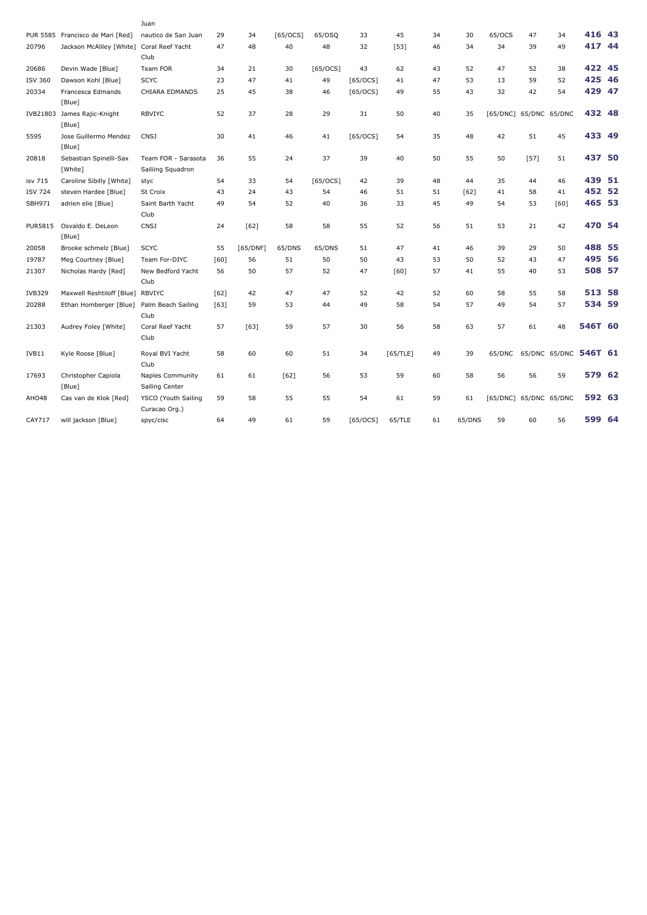| | | Juan | | | | | | | | | | | | | |
|---|---|---|---|---|---|---|---|---|---|---|---|---|---|---|---|
| PUR 5585 | Francisco de Mari [Red] | nautico de San Juan | 29 | 34 | [65/OCS] | 65/DSQ | 33 | 45 | 34 | 30 | 65/OCS | 47 | 34 | **416** | **43** |
| 20796 | Jackson McAliley [White] | Coral Reef Yacht Club | 47 | 48 | 40 | 48 | 32 | [53] | 46 | 34 | 34 | 39 | 49 | **417** | **44** |
| 20686 | Devin Wade [Blue] | Team FOR | 34 | 21 | 30 | [65/OCS] | 43 | 62 | 43 | 52 | 47 | 52 | 38 | **422** | **45** |
| ISV 360 | Dawson Kohl [Blue] | SCYC | 23 | 47 | 41 | 49 | [65/OCS] | 41 | 47 | 53 | 13 | 59 | 52 | **425** | **46** |
| 20334 | Francesca Edmands [Blue] | CHIARA EDMANDS | 25 | 45 | 38 | 46 | [65/OCS] | 49 | 55 | 43 | 32 | 42 | 54 | **429** | **47** |
| IVB21803 | James Rajic-Knight [Blue] | RBVIYC | 52 | 37 | 28 | 29 | 31 | 50 | 40 | 35 | [65/DNC] | 65/DNC | 65/DNC | **432** | **48** |
| 5595 | Jose Guillermo Mendez [Blue] | CNSJ | 30 | 41 | 46 | 41 | [65/OCS] | 54 | 35 | 48 | 42 | 51 | 45 | **433** | **49** |
| 20818 | Sebastian Spinelli-Sax [White] | Team FOR - Sarasota Sailiing Squadron | 36 | 55 | 24 | 37 | 39 | 40 | 50 | 55 | 50 | [57] | 51 | **437** | **50** |
| isv 715 | Caroline Sibilly [White] | styc | 54 | 33 | 54 | [65/OCS] | 42 | 39 | 48 | 44 | 35 | 44 | 46 | **439** | **51** |
| ISV 724 | steven Hardee [Blue] | St Croix | 43 | 24 | 43 | 54 | 46 | 51 | 51 | [62] | 41 | 58 | 41 | **452** | **52** |
| SBH971 | adrien elie [Blue] | Saint Barth Yacht Club | 49 | 54 | 52 | 40 | 36 | 33 | 45 | 49 | 54 | 53 | [60] | **465** | **53** |
| PUR5815 | Osvaldo E. DeLeon [Blue] | CNSJ | 24 | [62] | 58 | 58 | 55 | 52 | 56 | 51 | 53 | 21 | 42 | **470** | **54** |
| 20058 | Brooke schmelz [Blue] | SCYC | 55 | [65/DNF] | 65/DNS | 65/DNS | 51 | 47 | 41 | 46 | 39 | 29 | 50 | **488** | **55** |
| 19787 | Meg Courtney [Blue] | Team For-DIYC | [60] | 56 | 51 | 50 | 50 | 43 | 53 | 50 | 52 | 43 | 47 | **495** | **56** |
| 21307 | Nicholas Hardy [Red] | New Bedford Yacht Club | 56 | 50 | 57 | 52 | 47 | [60] | 57 | 41 | 55 | 40 | 53 | **508** | **57** |
| IVB329 | Maxwell Reshtiloff [Blue] | RBVIYC | [62] | 42 | 47 | 47 | 52 | 42 | 52 | 60 | 58 | 55 | 58 | **513** | **58** |
| 20288 | Ethan Homberger [Blue] | Palm Beach Sailing Club | [63] | 59 | 53 | 44 | 49 | 58 | 54 | 57 | 49 | 54 | 57 | **534** | **59** |
| 21303 | Audrey Foley [White] | Coral Reef Yacht Club | 57 | [63] | 59 | 57 | 30 | 56 | 58 | 63 | 57 | 61 | 48 | **546T** | **60** |
| IVB11 | Kyle Roose [Blue] | Royal BVI Yacht Club | 58 | 60 | 60 | 51 | 34 | [65/TLE] | 49 | 39 | 65/DNC | 65/DNC | 65/DNC | **546T** | **61** |
| 17693 | Christopher Capiola [Blue] | Naples Community Sailing Center | 61 | 61 | [62] | 56 | 53 | 59 | 60 | 58 | 56 | 56 | 59 | **579** | **62** |
| AHO48 | Cas van de Klok [Red] | YSCO (Youth Sailing Curacao Org.) | 59 | 58 | 55 | 55 | 54 | 61 | 59 | 61 | [65/DNC] | 65/DNC | 65/DNC | **592** | **63** |
| CAY717 | will jackson [Blue] | spyc/cisc | 64 | 49 | 61 | 59 | [65/OCS] | 65/TLE | 61 | 65/DNS | 59 | 60 | 56 | **599** | **64** |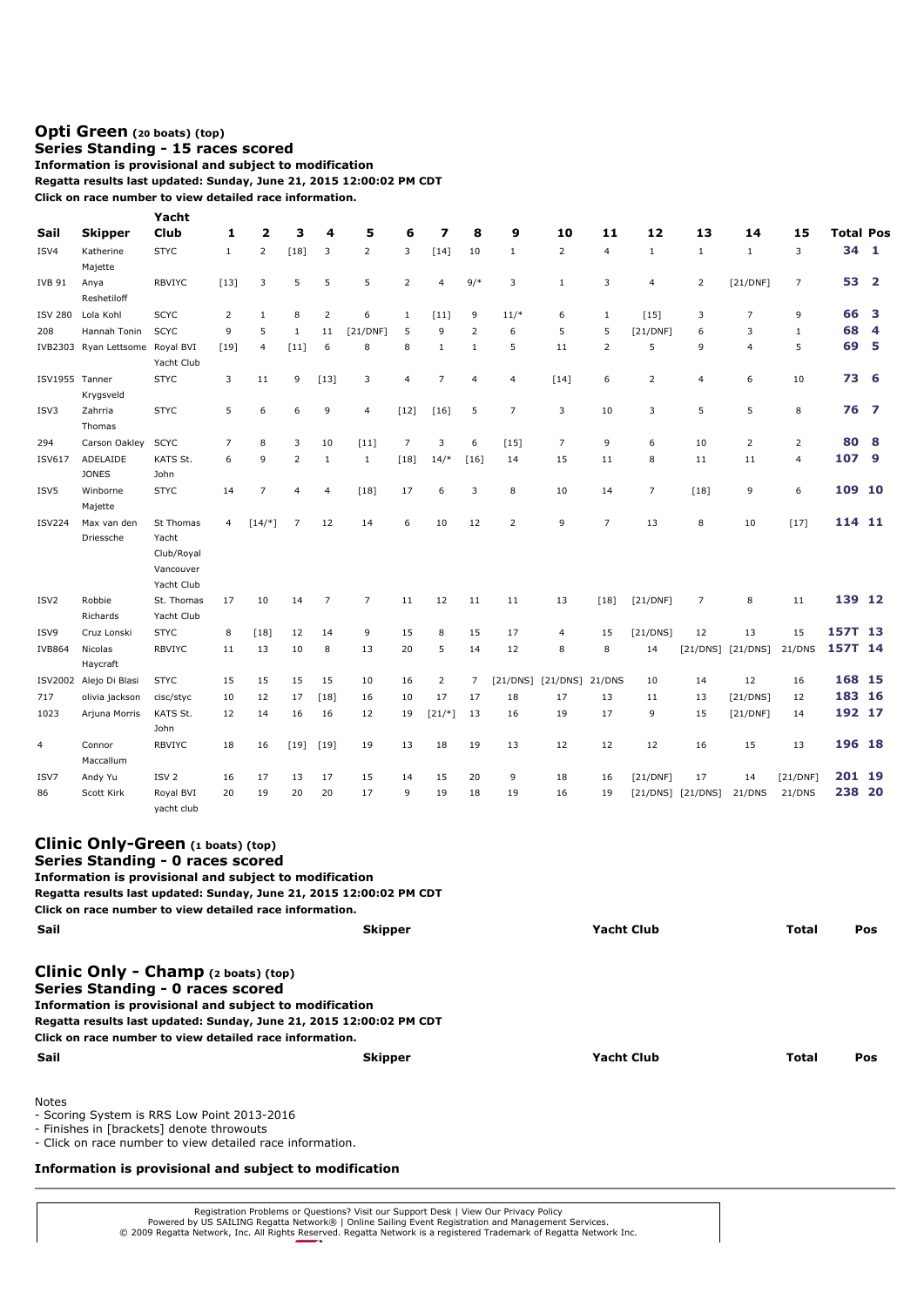**Opti Green (20 boats) (top)**
**Series Standing - 15 races scored**
**Information is provisional and subject to modification**
**Regatta results last updated: Sunday, June 21, 2015 12:00:02 PM CDT**
**Click on race number to view detailed race information.**

| Sail | Skipper | Yacht Club | 1 | 2 | 3 | 4 | 5 | 6 | 7 | 8 | 9 | 10 | 11 | 12 | 13 | 14 | 15 | Total | Pos |
|---|---|---|---|---|---|---|---|---|---|---|---|---|---|---|---|---|---|---|---|
| ISV4 | Katherine Majette | STYC | 1 | 2 | [18] | 3 | 2 | 3 | [14] | 10 | 1 | 2 | 4 | 1 | 1 | 1 | 3 | 34 | 1 |
| IVB 91 | Anya Reshetiloff | RBVIYC | [13] | 3 | 5 | 5 | 5 | 2 | 4 | 9/* | 3 | 1 | 3 | 4 | 2 | [21/DNF] | 7 | 53 | 2 |
| ISV 280 | Lola Kohl | SCYC | 2 | 1 | 8 | 2 | 6 | 1 | [11] | 9 | 11/* | 6 | 1 | [15] | 3 | 7 | 9 | 66 | 3 |
| 208 | Hannah Tonin | SCYC | 9 | 5 | 1 | 11 | [21/DNF] | 5 | 9 | 2 | 6 | 5 | 5 | [21/DNF] | 6 | 3 | 1 | 68 | 4 |
| IVB2303 | Ryan Lettsome | Royal BVI Yacht Club | [19] | 4 | [11] | 6 | 8 | 8 | 1 | 1 | 5 | 11 | 2 | 5 | 9 | 4 | 5 | 69 | 5 |
| ISV1955 | Tanner Krygsveld | STYC | 3 | 11 | 9 | [13] | 3 | 4 | 7 | 4 | 4 | [14] | 6 | 2 | 4 | 6 | 10 | 73 | 6 |
| ISV3 | Zahrria Thomas | STYC | 5 | 6 | 6 | 9 | 4 | [12] | [16] | 5 | 7 | 3 | 10 | 3 | 5 | 5 | 8 | 76 | 7 |
| 294 | Carson Oakley | SCYC | 7 | 8 | 3 | 10 | [11] | 7 | 3 | 6 | [15] | 7 | 9 | 6 | 10 | 2 | 2 | 80 | 8 |
| ISV617 | ADELAIDE JONES | KATS St. John | 6 | 9 | 2 | 1 | 1 | [18] | 14/* | [16] | 14 | 15 | 11 | 8 | 11 | 11 | 4 | 107 | 9 |
| ISV5 | Winborne Majette | STYC | 14 | 7 | 4 | 4 | [18] | 17 | 6 | 3 | 8 | 10 | 14 | 7 | [18] | 9 | 6 | 109 | 10 |
| ISV224 | Max van den Driessche | St Thomas Yacht Club/Royal Vancouver Yacht Club | 4 | [14/*] | 7 | 12 | 14 | 6 | 10 | 12 | 2 | 9 | 7 | 13 | 8 | 10 | [17] | 114 | 11 |
| ISV2 | Robbie Richards | St. Thomas Yacht Club | 17 | 10 | 14 | 7 | 7 | 11 | 12 | 11 | 11 | 13 | [18] | [21/DNF] | 7 | 8 | 11 | 139 | 12 |
| ISV9 | Cruz Lonski | STYC | 8 | [18] | 12 | 14 | 9 | 15 | 8 | 15 | 17 | 4 | 15 | [21/DNS] | 12 | 13 | 15 | 157T | 13 |
| IVB864 | Nicolas Haycraft | RBVIYC | 11 | 13 | 10 | 8 | 13 | 20 | 5 | 14 | 12 | 8 | 8 | 14 | [21/DNS] | [21/DNS] | 21/DNS | 157T | 14 |
| ISV2002 | Alejo Di Blasi | STYC | 15 | 15 | 15 | 15 | 10 | 16 | 2 | 7 | [21/DNS] | [21/DNS] | 21/DNS | 10 | 14 | 12 | 16 | 168 | 15 |
| 717 | olivia jackson | cisc/styc | 10 | 12 | 17 | [18] | 16 | 10 | 17 | 17 | 18 | 17 | 13 | 11 | 13 | [21/DNS] | 12 | 183 | 16 |
| 1023 | Arjuna Morris | KATS St. John | 12 | 14 | 16 | 16 | 12 | 19 | [21/*] | 13 | 16 | 19 | 17 | 9 | 15 | [21/DNF] | 14 | 192 | 17 |
| 4 | Connor Maccallum | RBVIYC | 18 | 16 | [19] | [19] | 19 | 13 | 18 | 19 | 13 | 12 | 12 | 12 | 16 | 15 | 13 | 196 | 18 |
| ISV7 | Andy Yu | ISV 2 | 16 | 17 | 13 | 17 | 15 | 14 | 15 | 20 | 9 | 18 | 16 | [21/DNF] | 17 | 14 | [21/DNF] | 201 | 19 |
| 86 | Scott Kirk | Royal BVI yacht club | 20 | 19 | 20 | 20 | 17 | 9 | 19 | 18 | 19 | 16 | 19 | [21/DNS] | [21/DNS] | 21/DNS | 21/DNS | 238 | 20 |

**Clinic Only-Green (1 boats) (top)**
**Series Standing - 0 races scored**
**Information is provisional and subject to modification**
**Regatta results last updated: Sunday, June 21, 2015 12:00:02 PM CDT**
**Click on race number to view detailed race information.**

| Sail | Skipper | Yacht Club | Total | Pos |
|---|---|---|---|---|

**Clinic Only - Champ (2 boats) (top)**
**Series Standing - 0 races scored**
**Information is provisional and subject to modification**
**Regatta results last updated: Sunday, June 21, 2015 12:00:02 PM CDT**
**Click on race number to view detailed race information.**

| Sail | Skipper | Yacht Club | Total | Pos |
|---|---|---|---|---|

Notes
- Scoring System is RRS Low Point 2013-2016
- Finishes in [brackets] denote throwouts
- Click on race number to view detailed race information.

**Information is provisional and subject to modification**

Registration Problems or Questions? Visit our Support Desk | View Our Privacy Policy
Powered by US SAILING Regatta Network® | Online Sailing Event Registration and Management Services.
© 2009 Regatta Network, Inc. All Rights Reserved. Regatta Network is a registered Trademark of Regatta Network Inc.